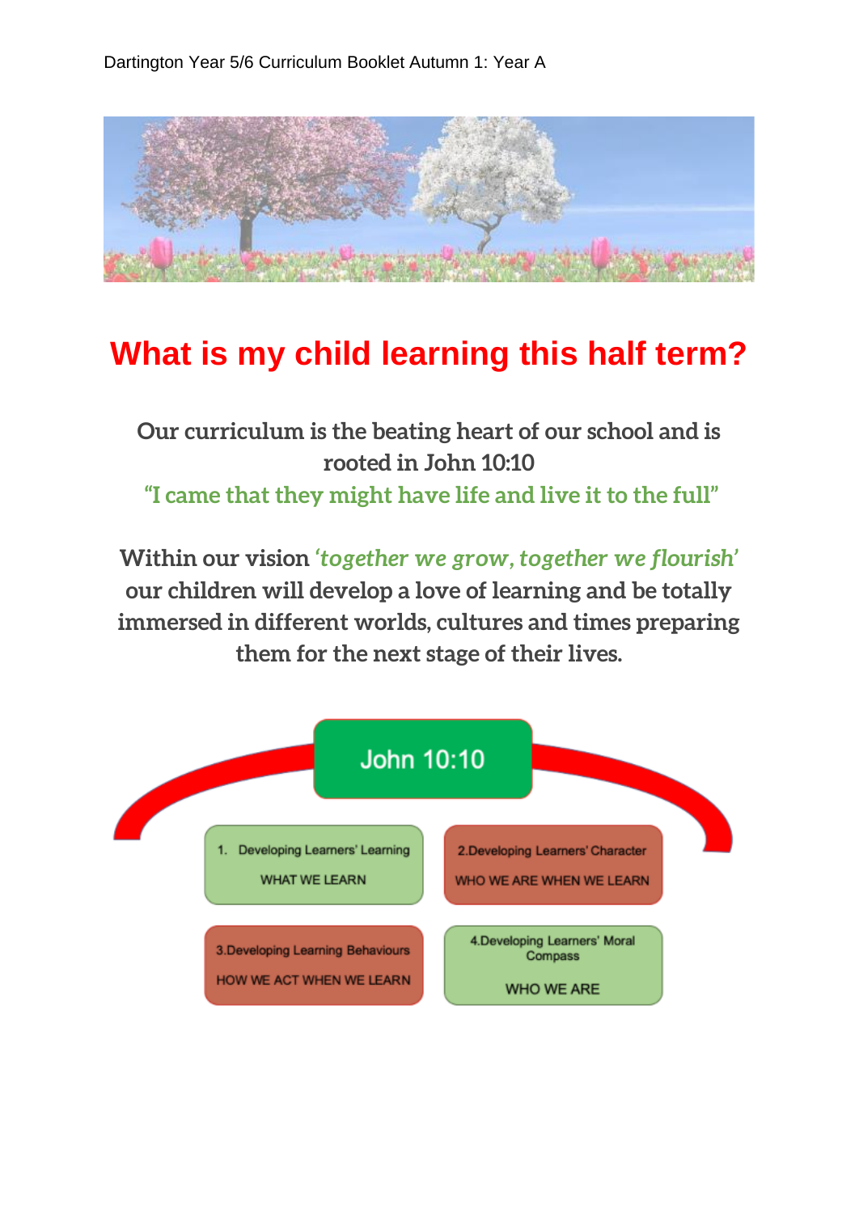# What is my child learning this half term?

**Our curriculum is the beating heart of our school and is rooted in John 10:10**
**"I came that they might have life and live it to the full"**

**Within our vision *'together we grow, together we flourish'* our children will develop a love of learning and be totally immersed in different worlds, cultures and times preparing them for the next stage of their lives.**

John 10:10

1. Developing Learners' Learning
   WHAT WE LEARN

2. Developing Learners' Character
   WHO WE ARE WHEN WE LEARN

3. Developing Learning Behaviours
   HOW WE ACT WHEN WE LEARN

4. Developing Learners' Moral Compass
   WHO WE ARE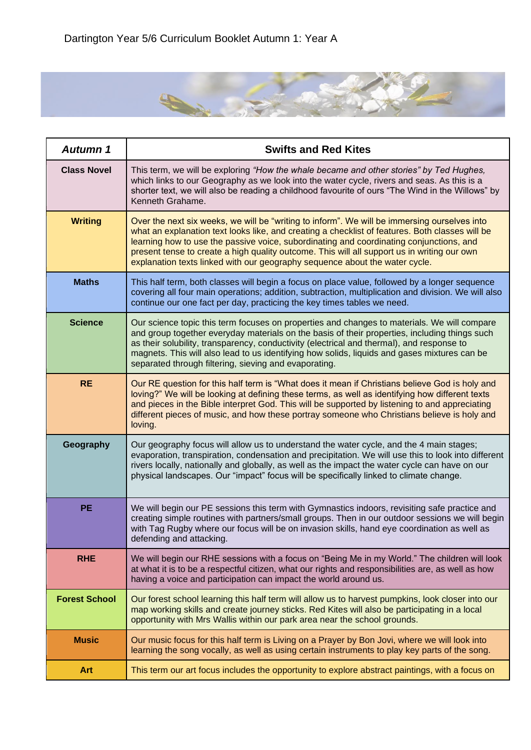Dartington Year 5/6 Curriculum Booklet Autumn 1: Year A

| *Autumn 1* | Swifts and Red Kites |
|---|---|
| **Class Novel** | This term, we will be exploring *"How the whale became and other stories" by Ted Hughes,* which links to our Geography as we look into the water cycle, rivers and seas. As this is a shorter text, we will also be reading a childhood favourite of ours "The Wind in the Willows" by Kenneth Grahame. |
| **Writing** | Over the next six weeks, we will be "writing to inform". We will be immersing ourselves into what an explanation text looks like, and creating a checklist of features. Both classes will be learning how to use the passive voice, subordinating and coordinating conjunctions, and present tense to create a high quality outcome. This will all support us in writing our own explanation texts linked with our geography sequence about the water cycle. |
| **Maths** | This half term, both classes will begin a focus on place value, followed by a longer sequence covering all four main operations; addition, subtraction, multiplication and division. We will also continue our one fact per day, practicing the key times tables we need. |
| **Science** | Our science topic this term focuses on properties and changes to materials. We will compare and group together everyday materials on the basis of their properties, including things such as their solubility, transparency, conductivity (electrical and thermal), and response to magnets. This will also lead to us identifying how solids, liquids and gases mixtures can be separated through filtering, sieving and evaporating. |
| **RE** | Our RE question for this half term is "What does it mean if Christians believe God is holy and loving?" We will be looking at defining these terms, as well as identifying how different texts and pieces in the Bible interpret God. This will be supported by listening to and appreciating different pieces of music, and how these portray someone who Christians believe is holy and loving. |
| **Geography** | Our geography focus will allow us to understand the water cycle, and the 4 main stages; evaporation, transpiration, condensation and precipitation. We will use this to look into different rivers locally, nationally and globally, as well as the impact the water cycle can have on our physical landscapes. Our "impact" focus will be specifically linked to climate change. |
| **PE** | We will begin our PE sessions this term with Gymnastics indoors, revisiting safe practice and creating simple routines with partners/small groups. Then in our outdoor sessions we will begin with Tag Rugby where our focus will be on invasion skills, hand eye coordination as well as defending and attacking. |
| **RHE** | We will begin our RHE sessions with a focus on "Being Me in my World." The children will look at what it is to be a respectful citizen, what our rights and responsibilities are, as well as how having a voice and participation can impact the world around us. |
| **Forest School** | Our forest school learning this half term will allow us to harvest pumpkins, look closer into our map working skills and create journey sticks. Red Kites will also be participating in a local opportunity with Mrs Wallis within our park area near the school grounds. |
| **Music** | Our music focus for this half term is Living on a Prayer by Bon Jovi, where we will look into learning the song vocally, as well as using certain instruments to play key parts of the song. |
| **Art** | This term our art focus includes the opportunity to explore abstract paintings, with a focus on |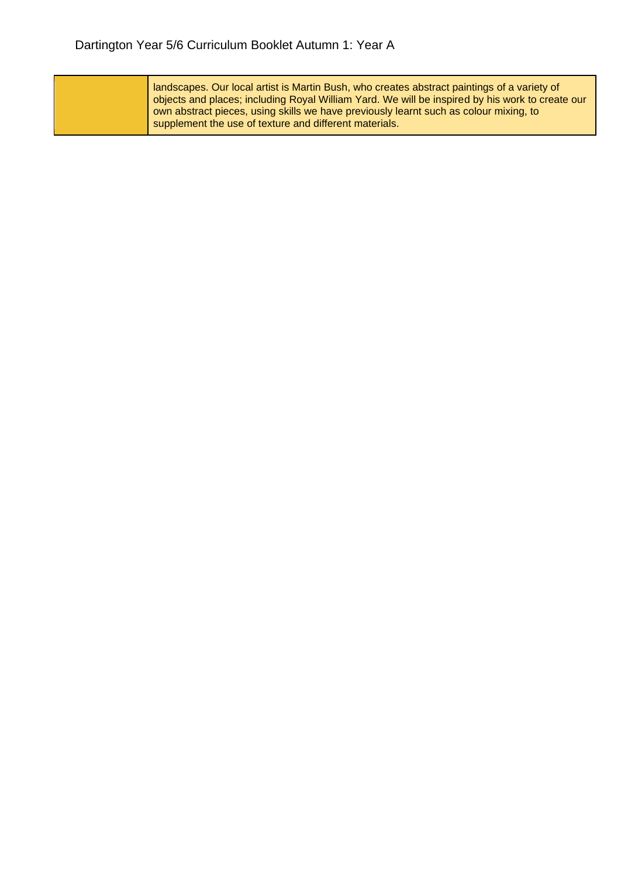| | |
|---|---|
| | landscapes. Our local artist is Martin Bush, who creates abstract paintings of a variety of objects and places; including Royal William Yard. We will be inspired by his work to create our own abstract pieces, using skills we have previously learnt such as colour mixing, to supplement the use of texture and different materials. |